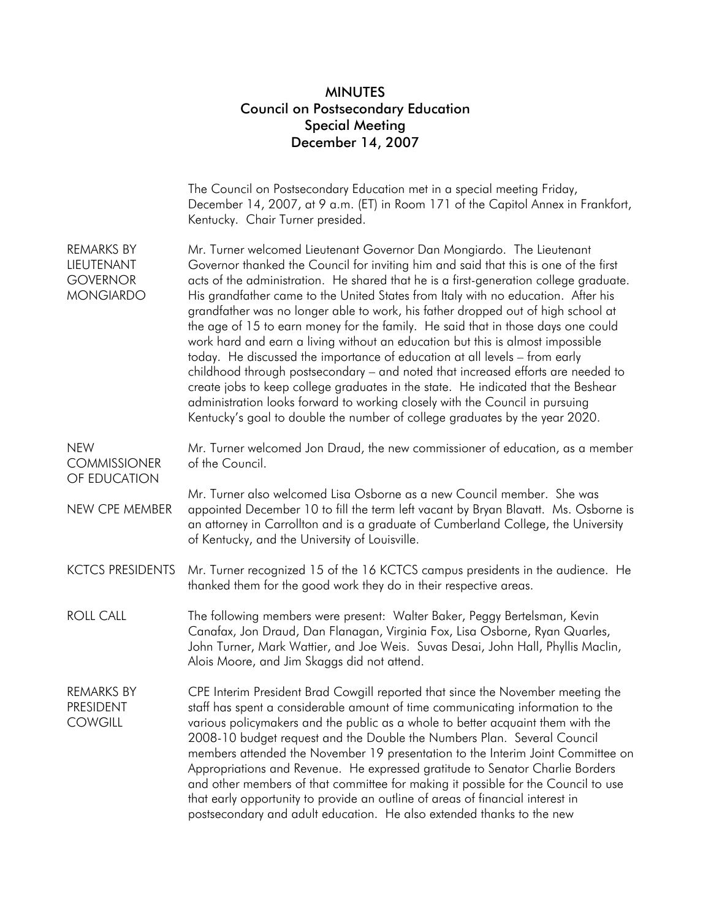# MINUTES
## Council on Postsecondary Education
## Special Meeting
## December 14, 2007

The Council on Postsecondary Education met in a special meeting Friday, December 14, 2007, at 9 a.m. (ET) in Room 171 of the Capitol Annex in Frankfort, Kentucky. Chair Turner presided.

**REMARKS BY LIEUTENANT GOVERNOR MONGIARDO**

Mr. Turner welcomed Lieutenant Governor Dan Mongiardo. The Lieutenant Governor thanked the Council for inviting him and said that this is one of the first acts of the administration. He shared that he is a first-generation college graduate. His grandfather came to the United States from Italy with no education. After his grandfather was no longer able to work, his father dropped out of high school at the age of 15 to earn money for the family. He said that in those days one could work hard and earn a living without an education but this is almost impossible today. He discussed the importance of education at all levels – from early childhood through postsecondary – and noted that increased efforts are needed to create jobs to keep college graduates in the state. He indicated that the Beshear administration looks forward to working closely with the Council in pursuing Kentucky's goal to double the number of college graduates by the year 2020.

**NEW COMMISSIONER OF EDUCATION**

Mr. Turner welcomed Jon Draud, the new commissioner of education, as a member of the Council.

**NEW CPE MEMBER**

Mr. Turner also welcomed Lisa Osborne as a new Council member. She was appointed December 10 to fill the term left vacant by Bryan Blavatt. Ms. Osborne is an attorney in Carrollton and is a graduate of Cumberland College, the University of Kentucky, and the University of Louisville.

**KCTCS PRESIDENTS**

Mr. Turner recognized 15 of the 16 KCTCS campus presidents in the audience. He thanked them for the good work they do in their respective areas.

**ROLL CALL**

The following members were present: Walter Baker, Peggy Bertelsman, Kevin Canafax, Jon Draud, Dan Flanagan, Virginia Fox, Lisa Osborne, Ryan Quarles, John Turner, Mark Wattier, and Joe Weis. Suvas Desai, John Hall, Phyllis Maclin, Alois Moore, and Jim Skaggs did not attend.

**REMARKS BY PRESIDENT COWGILL**

CPE Interim President Brad Cowgill reported that since the November meeting the staff has spent a considerable amount of time communicating information to the various policymakers and the public as a whole to better acquaint them with the 2008-10 budget request and the Double the Numbers Plan. Several Council members attended the November 19 presentation to the Interim Joint Committee on Appropriations and Revenue. He expressed gratitude to Senator Charlie Borders and other members of that committee for making it possible for the Council to use that early opportunity to provide an outline of areas of financial interest in postsecondary and adult education. He also extended thanks to the new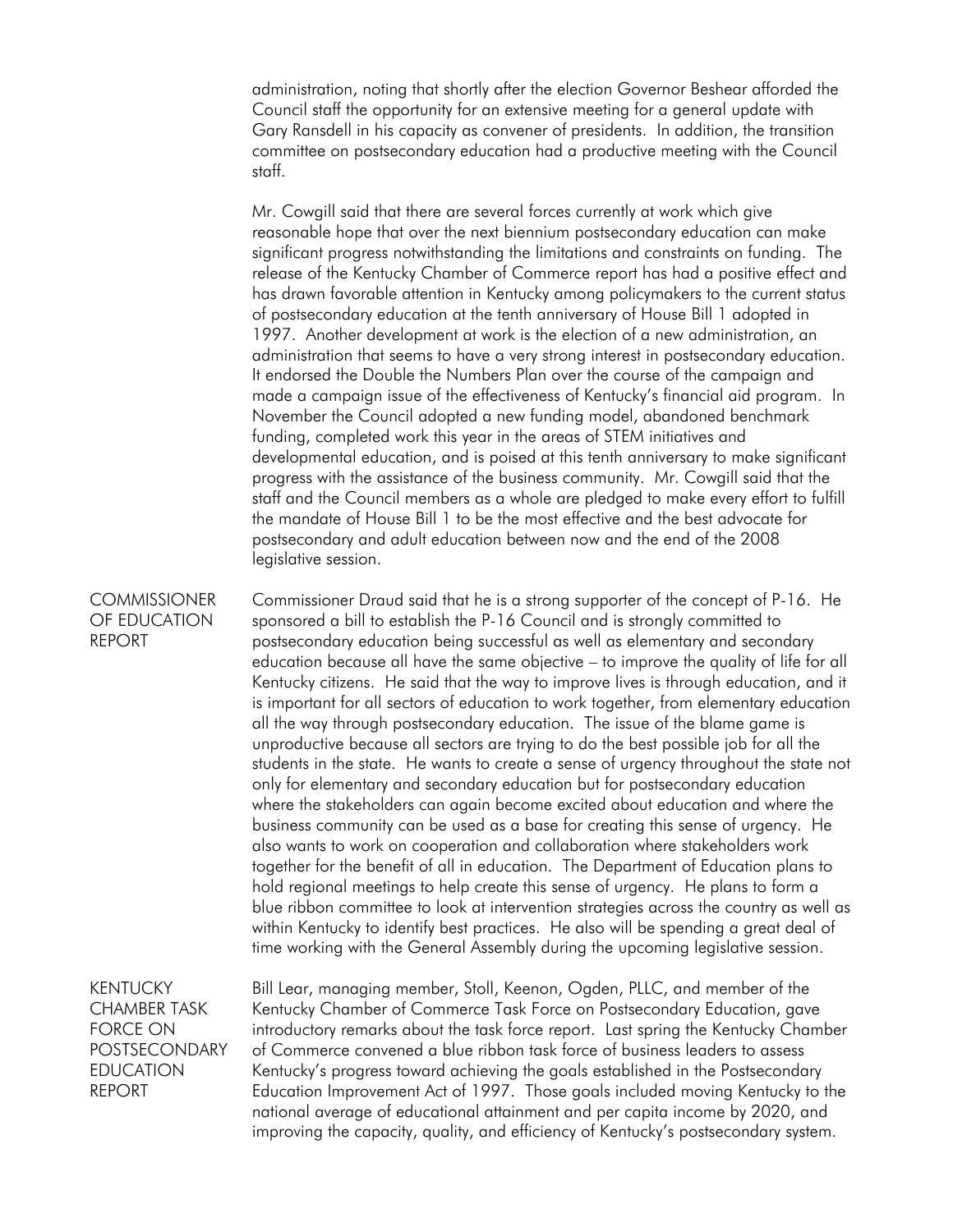administration, noting that shortly after the election Governor Beshear afforded the Council staff the opportunity for an extensive meeting for a general update with Gary Ransdell in his capacity as convener of presidents. In addition, the transition committee on postsecondary education had a productive meeting with the Council staff.

Mr. Cowgill said that there are several forces currently at work which give reasonable hope that over the next biennium postsecondary education can make significant progress notwithstanding the limitations and constraints on funding. The release of the Kentucky Chamber of Commerce report has had a positive effect and has drawn favorable attention in Kentucky among policymakers to the current status of postsecondary education at the tenth anniversary of House Bill 1 adopted in 1997. Another development at work is the election of a new administration, an administration that seems to have a very strong interest in postsecondary education. It endorsed the Double the Numbers Plan over the course of the campaign and made a campaign issue of the effectiveness of Kentucky's financial aid program. In November the Council adopted a new funding model, abandoned benchmark funding, completed work this year in the areas of STEM initiatives and developmental education, and is poised at this tenth anniversary to make significant progress with the assistance of the business community. Mr. Cowgill said that the staff and the Council members as a whole are pledged to make every effort to fulfill the mandate of House Bill 1 to be the most effective and the best advocate for postsecondary and adult education between now and the end of the 2008 legislative session.

## COMMISSIONER OF EDUCATION REPORT

Commissioner Draud said that he is a strong supporter of the concept of P-16. He sponsored a bill to establish the P-16 Council and is strongly committed to postsecondary education being successful as well as elementary and secondary education because all have the same objective – to improve the quality of life for all Kentucky citizens. He said that the way to improve lives is through education, and it is important for all sectors of education to work together, from elementary education all the way through postsecondary education. The issue of the blame game is unproductive because all sectors are trying to do the best possible job for all the students in the state. He wants to create a sense of urgency throughout the state not only for elementary and secondary education but for postsecondary education where the stakeholders can again become excited about education and where the business community can be used as a base for creating this sense of urgency. He also wants to work on cooperation and collaboration where stakeholders work together for the benefit of all in education. The Department of Education plans to hold regional meetings to help create this sense of urgency. He plans to form a blue ribbon committee to look at intervention strategies across the country as well as within Kentucky to identify best practices. He also will be spending a great deal of time working with the General Assembly during the upcoming legislative session.

## KENTUCKY CHAMBER TASK FORCE ON POSTSECONDARY EDUCATION REPORT

Bill Lear, managing member, Stoll, Keenon, Ogden, PLLC, and member of the Kentucky Chamber of Commerce Task Force on Postsecondary Education, gave introductory remarks about the task force report. Last spring the Kentucky Chamber of Commerce convened a blue ribbon task force of business leaders to assess Kentucky's progress toward achieving the goals established in the Postsecondary Education Improvement Act of 1997. Those goals included moving Kentucky to the national average of educational attainment and per capita income by 2020, and improving the capacity, quality, and efficiency of Kentucky's postsecondary system.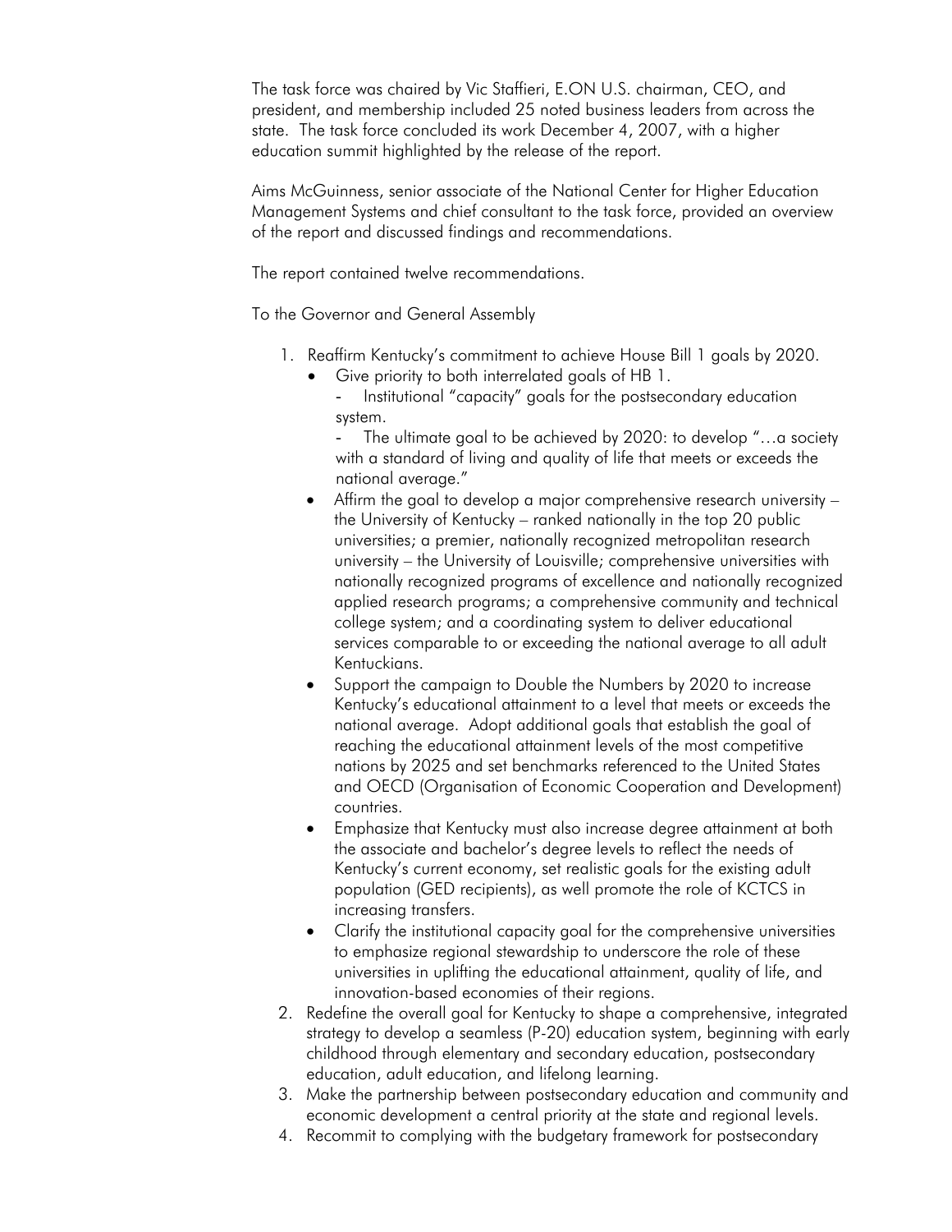The task force was chaired by Vic Staffieri, E.ON U.S. chairman, CEO, and president, and membership included 25 noted business leaders from across the state. The task force concluded its work December 4, 2007, with a higher education summit highlighted by the release of the report.

Aims McGuinness, senior associate of the National Center for Higher Education Management Systems and chief consultant to the task force, provided an overview of the report and discussed findings and recommendations.

The report contained twelve recommendations.

To the Governor and General Assembly

1. Reaffirm Kentucky's commitment to achieve House Bill 1 goals by 2020.
   - Give priority to both interrelated goals of HB 1.
     - Institutional "capacity" goals for the postsecondary education system.
     - The ultimate goal to be achieved by 2020: to develop "…a society with a standard of living and quality of life that meets or exceeds the national average."
   - Affirm the goal to develop a major comprehensive research university – the University of Kentucky – ranked nationally in the top 20 public universities; a premier, nationally recognized metropolitan research university – the University of Louisville; comprehensive universities with nationally recognized programs of excellence and nationally recognized applied research programs; a comprehensive community and technical college system; and a coordinating system to deliver educational services comparable to or exceeding the national average to all adult Kentuckians.
   - Support the campaign to Double the Numbers by 2020 to increase Kentucky's educational attainment to a level that meets or exceeds the national average. Adopt additional goals that establish the goal of reaching the educational attainment levels of the most competitive nations by 2025 and set benchmarks referenced to the United States and OECD (Organisation of Economic Cooperation and Development) countries.
   - Emphasize that Kentucky must also increase degree attainment at both the associate and bachelor's degree levels to reflect the needs of Kentucky's current economy, set realistic goals for the existing adult population (GED recipients), as well promote the role of KCTCS in increasing transfers.
   - Clarify the institutional capacity goal for the comprehensive universities to emphasize regional stewardship to underscore the role of these universities in uplifting the educational attainment, quality of life, and innovation-based economies of their regions.
2. Redefine the overall goal for Kentucky to shape a comprehensive, integrated strategy to develop a seamless (P-20) education system, beginning with early childhood through elementary and secondary education, postsecondary education, adult education, and lifelong learning.
3. Make the partnership between postsecondary education and community and economic development a central priority at the state and regional levels.
4. Recommit to complying with the budgetary framework for postsecondary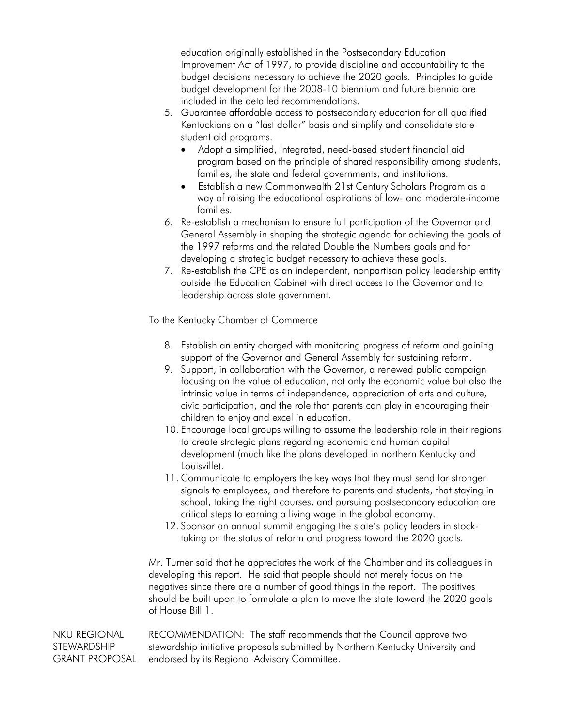education originally established in the Postsecondary Education Improvement Act of 1997, to provide discipline and accountability to the budget decisions necessary to achieve the 2020 goals. Principles to guide budget development for the 2008-10 biennium and future biennia are included in the detailed recommendations.

5. Guarantee affordable access to postsecondary education for all qualified Kentuckians on a "last dollar" basis and simplify and consolidate state student aid programs.
   - Adopt a simplified, integrated, need-based student financial aid program based on the principle of shared responsibility among students, families, the state and federal governments, and institutions.
   - Establish a new Commonwealth 21st Century Scholars Program as a way of raising the educational aspirations of low- and moderate-income families.
6. Re-establish a mechanism to ensure full participation of the Governor and General Assembly in shaping the strategic agenda for achieving the goals of the 1997 reforms and the related Double the Numbers goals and for developing a strategic budget necessary to achieve these goals.
7. Re-establish the CPE as an independent, nonpartisan policy leadership entity outside the Education Cabinet with direct access to the Governor and to leadership across state government.

To the Kentucky Chamber of Commerce

8. Establish an entity charged with monitoring progress of reform and gaining support of the Governor and General Assembly for sustaining reform.
9. Support, in collaboration with the Governor, a renewed public campaign focusing on the value of education, not only the economic value but also the intrinsic value in terms of independence, appreciation of arts and culture, civic participation, and the role that parents can play in encouraging their children to enjoy and excel in education.
10. Encourage local groups willing to assume the leadership role in their regions to create strategic plans regarding economic and human capital development (much like the plans developed in northern Kentucky and Louisville).
11. Communicate to employers the key ways that they must send far stronger signals to employees, and therefore to parents and students, that staying in school, taking the right courses, and pursuing postsecondary education are critical steps to earning a living wage in the global economy.
12. Sponsor an annual summit engaging the state's policy leaders in stock-taking on the status of reform and progress toward the 2020 goals.

Mr. Turner said that he appreciates the work of the Chamber and its colleagues in developing this report. He said that people should not merely focus on the negatives since there are a number of good things in the report. The positives should be built upon to formulate a plan to move the state toward the 2020 goals of House Bill 1.

**NKU REGIONAL STEWARDSHIP GRANT PROPOSAL**

RECOMMENDATION: The staff recommends that the Council approve two stewardship initiative proposals submitted by Northern Kentucky University and endorsed by its Regional Advisory Committee.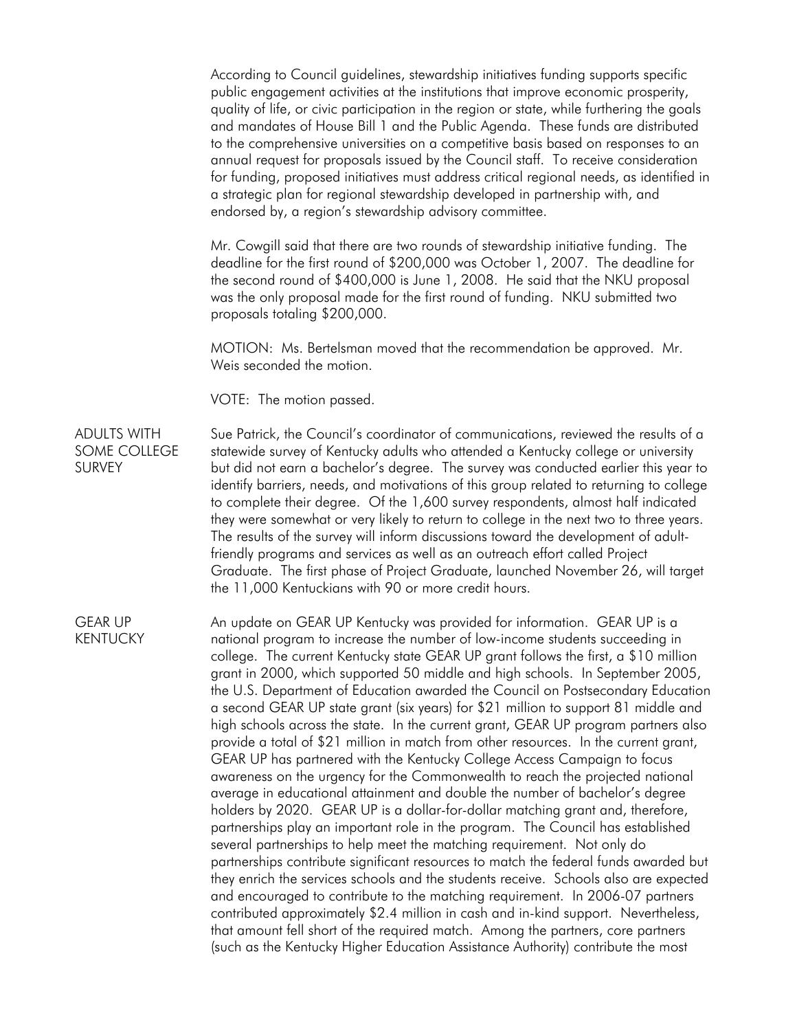According to Council guidelines, stewardship initiatives funding supports specific public engagement activities at the institutions that improve economic prosperity, quality of life, or civic participation in the region or state, while furthering the goals and mandates of House Bill 1 and the Public Agenda. These funds are distributed to the comprehensive universities on a competitive basis based on responses to an annual request for proposals issued by the Council staff. To receive consideration for funding, proposed initiatives must address critical regional needs, as identified in a strategic plan for regional stewardship developed in partnership with, and endorsed by, a region's stewardship advisory committee.

Mr. Cowgill said that there are two rounds of stewardship initiative funding. The deadline for the first round of $200,000 was October 1, 2007. The deadline for the second round of $400,000 is June 1, 2008. He said that the NKU proposal was the only proposal made for the first round of funding. NKU submitted two proposals totaling $200,000.

MOTION: Ms. Bertelsman moved that the recommendation be approved. Mr. Weis seconded the motion.

VOTE: The motion passed.

**ADULTS WITH SOME COLLEGE SURVEY**

Sue Patrick, the Council's coordinator of communications, reviewed the results of a statewide survey of Kentucky adults who attended a Kentucky college or university but did not earn a bachelor's degree. The survey was conducted earlier this year to identify barriers, needs, and motivations of this group related to returning to college to complete their degree. Of the 1,600 survey respondents, almost half indicated they were somewhat or very likely to return to college in the next two to three years. The results of the survey will inform discussions toward the development of adult-friendly programs and services as well as an outreach effort called Project Graduate. The first phase of Project Graduate, launched November 26, will target the 11,000 Kentuckians with 90 or more credit hours.

**GEAR UP KENTUCKY**

An update on GEAR UP Kentucky was provided for information. GEAR UP is a national program to increase the number of low-income students succeeding in college. The current Kentucky state GEAR UP grant follows the first, a $10 million grant in 2000, which supported 50 middle and high schools. In September 2005, the U.S. Department of Education awarded the Council on Postsecondary Education a second GEAR UP state grant (six years) for $21 million to support 81 middle and high schools across the state. In the current grant, GEAR UP program partners also provide a total of $21 million in match from other resources. In the current grant, GEAR UP has partnered with the Kentucky College Access Campaign to focus awareness on the urgency for the Commonwealth to reach the projected national average in educational attainment and double the number of bachelor's degree holders by 2020. GEAR UP is a dollar-for-dollar matching grant and, therefore, partnerships play an important role in the program. The Council has established several partnerships to help meet the matching requirement. Not only do partnerships contribute significant resources to match the federal funds awarded but they enrich the services schools and the students receive. Schools also are expected and encouraged to contribute to the matching requirement. In 2006-07 partners contributed approximately $2.4 million in cash and in-kind support. Nevertheless, that amount fell short of the required match. Among the partners, core partners (such as the Kentucky Higher Education Assistance Authority) contribute the most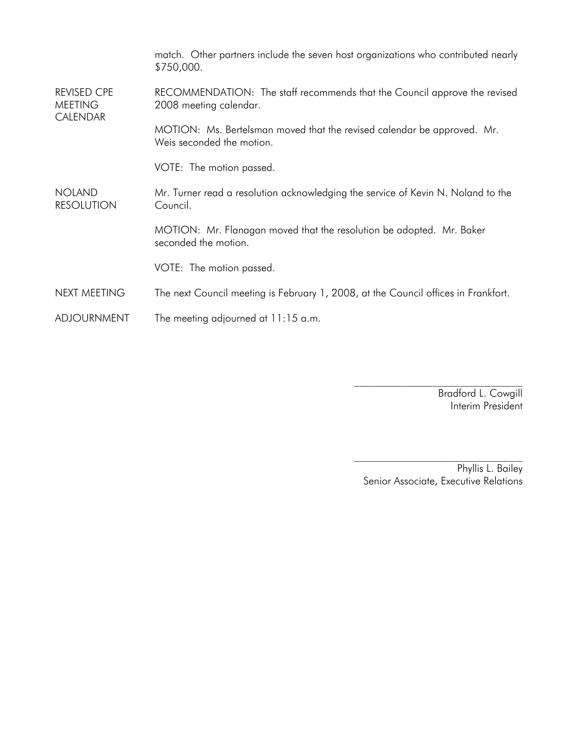match. Other partners include the seven host organizations who contributed nearly $750,000.

**REVISED CPE MEETING CALENDAR**

RECOMMENDATION: The staff recommends that the Council approve the revised 2008 meeting calendar.

MOTION: Ms. Bertelsman moved that the revised calendar be approved. Mr. Weis seconded the motion.

VOTE: The motion passed.

**NOLAND RESOLUTION**

Mr. Turner read a resolution acknowledging the service of Kevin N. Noland to the Council.

MOTION: Mr. Flanagan moved that the resolution be adopted. Mr. Baker seconded the motion.

VOTE: The motion passed.

**NEXT MEETING**

The next Council meeting is February 1, 2008, at the Council offices in Frankfort.

**ADJOURNMENT**

The meeting adjourned at 11:15 a.m.

\_\_\_\_\_\_\_\_\_\_\_\_\_\_\_\_\_\_\_\_\_\_\_\_\_\_\_\_\_\_\_\_
Bradford L. Cowgill
Interim President

\_\_\_\_\_\_\_\_\_\_\_\_\_\_\_\_\_\_\_\_\_\_\_\_\_\_\_\_\_\_\_\_
Phyllis L. Bailey
Senior Associate, Executive Relations